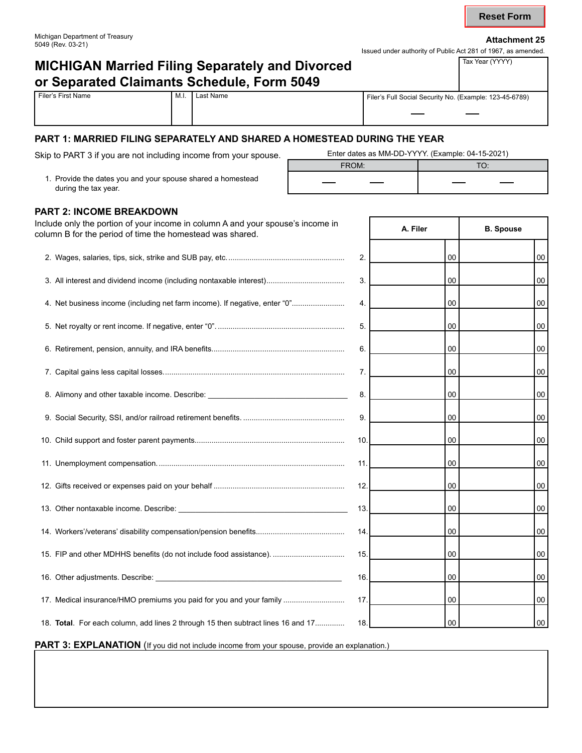Michigan Department of Treasury
5049 (Rev. 03-21)

**Attachment 25**

Issued under authority of Public Act 281 of 1967, as amended.

# MICHIGAN Married Filing Separately and Divorced or Separated Claimants Schedule, Form 5049

Tax Year (YYYY)

| Filer's First Name | M.I. | Last Name | Filer's Full Social Security No. (Example: 123-45-6789) |
|---|---|---|---|
| | | | |

## PART 1: MARRIED FILING SEPARATELY AND SHARED A HOMESTEAD DURING THE YEAR

Skip to PART 3 if you are not including income from your spouse.

Enter dates as MM-DD-YYYY. (Example: 04-15-2021)

| | FROM: | TO: |
|---|---|---|
| 1. Provide the dates you and your spouse shared a homestead during the tax year. | | |

## PART 2: INCOME BREAKDOWN

Include only the portion of your income in column A and your spouse's income in column B for the period of time the homestead was shared.

| | | A. Filer | B. Spouse |
|---|---|---|---|
| 2. Wages, salaries, tips, sick, strike and SUB pay, etc. | 2. | 00 | 00 |
| 3. All interest and dividend income (including nontaxable interest) | 3. | 00 | 00 |
| 4. Net business income (including net farm income). If negative, enter "0" | 4. | 00 | 00 |
| 5. Net royalty or rent income. If negative, enter "0". | 5. | 00 | 00 |
| 6. Retirement, pension, annuity, and IRA benefits | 6. | 00 | 00 |
| 7. Capital gains less capital losses | 7. | 00 | 00 |
| 8. Alimony and other taxable income. Describe: ______ | 8. | 00 | 00 |
| 9. Social Security, SSI, and/or railroad retirement benefits. | 9. | 00 | 00 |
| 10. Child support and foster parent payments | 10. | 00 | 00 |
| 11. Unemployment compensation. | 11. | 00 | 00 |
| 12. Gifts received or expenses paid on your behalf | 12. | 00 | 00 |
| 13. Other nontaxable income. Describe: ______ | 13. | 00 | 00 |
| 14. Workers'/veterans' disability compensation/pension benefits | 14. | 00 | 00 |
| 15. FIP and other MDHHS benefits (do not include food assistance). | 15. | 00 | 00 |
| 16. Other adjustments. Describe: ______ | 16. | 00 | 00 |
| 17. Medical insurance/HMO premiums you paid for you and your family | 17. | 00 | 00 |
| 18. **Total**. For each column, add lines 2 through 15 then subtract lines 16 and 17 | 18. | 00 | 00 |

## PART 3: EXPLANATION (If you did not include income from your spouse, provide an explanation.)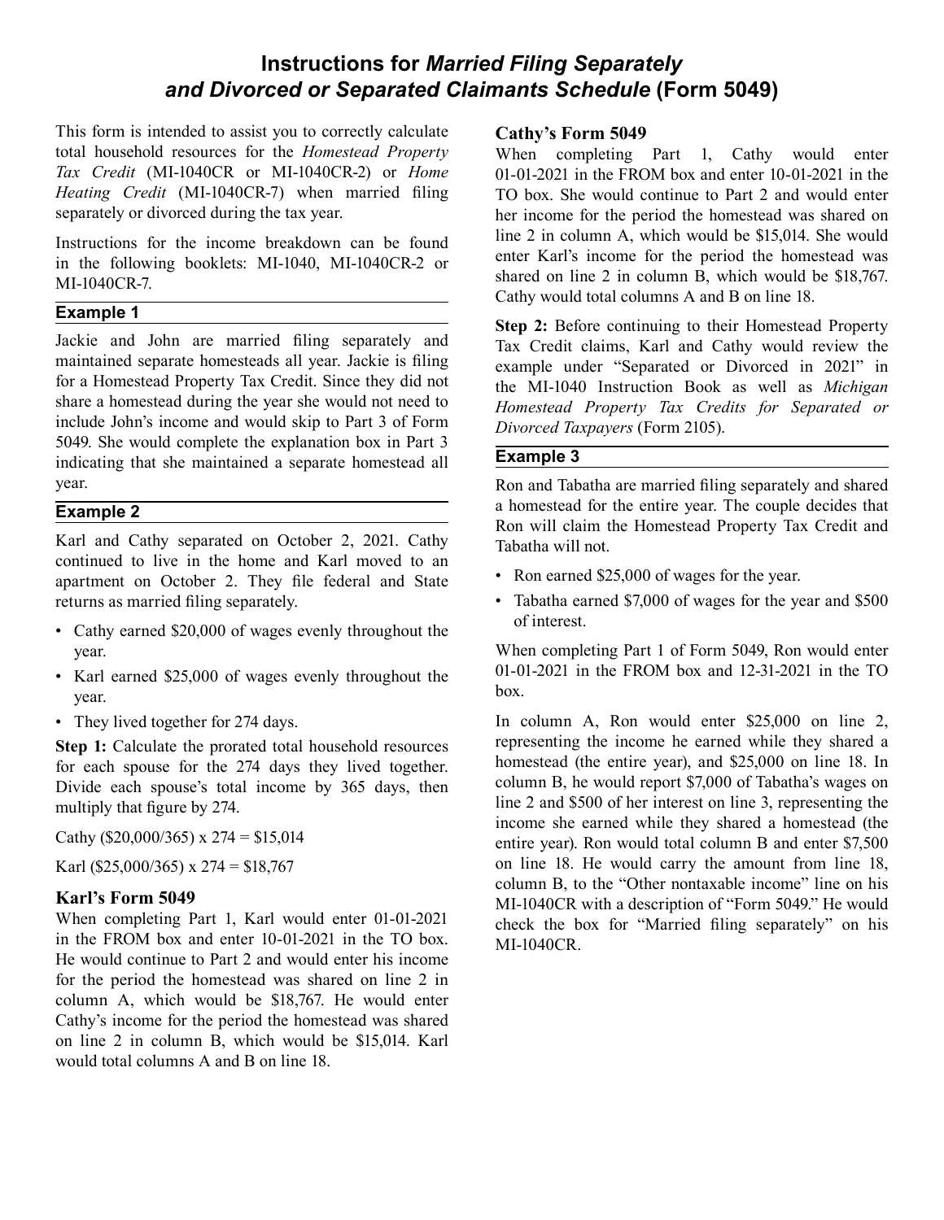# Instructions for *Married Filing Separately and Divorced or Separated Claimants Schedule* (Form 5049)

This form is intended to assist you to correctly calculate total household resources for the *Homestead Property Tax Credit* (MI-1040CR or MI-1040CR-2) or *Home Heating Credit* (MI-1040CR-7) when married filing separately or divorced during the tax year.

Instructions for the income breakdown can be found in the following booklets: MI-1040, MI-1040CR-2 or MI-1040CR-7.

## Example 1

Jackie and John are married filing separately and maintained separate homesteads all year. Jackie is filing for a Homestead Property Tax Credit. Since they did not share a homestead during the year she would not need to include John's income and would skip to Part 3 of Form 5049. She would complete the explanation box in Part 3 indicating that she maintained a separate homestead all year.

## Example 2

Karl and Cathy separated on October 2, 2021. Cathy continued to live in the home and Karl moved to an apartment on October 2. They file federal and State returns as married filing separately.

- Cathy earned $20,000 of wages evenly throughout the year.
- Karl earned $25,000 of wages evenly throughout the year.
- They lived together for 274 days.

**Step 1:** Calculate the prorated total household resources for each spouse for the 274 days they lived together. Divide each spouse's total income by 365 days, then multiply that figure by 274.

Cathy ($20,000/365) x 274 = $15,014

Karl ($25,000/365) x 274 = $18,767

### Karl's Form 5049

When completing Part 1, Karl would enter 01-01-2021 in the FROM box and enter 10-01-2021 in the TO box. He would continue to Part 2 and would enter his income for the period the homestead was shared on line 2 in column A, which would be $18,767. He would enter Cathy's income for the period the homestead was shared on line 2 in column B, which would be $15,014. Karl would total columns A and B on line 18.

### Cathy's Form 5049

When completing Part 1, Cathy would enter 01-01-2021 in the FROM box and enter 10-01-2021 in the TO box. She would continue to Part 2 and would enter her income for the period the homestead was shared on line 2 in column A, which would be $15,014. She would enter Karl's income for the period the homestead was shared on line 2 in column B, which would be $18,767. Cathy would total columns A and B on line 18.

**Step 2:** Before continuing to their Homestead Property Tax Credit claims, Karl and Cathy would review the example under "Separated or Divorced in 2021" in the MI-1040 Instruction Book as well as *Michigan Homestead Property Tax Credits for Separated or Divorced Taxpayers* (Form 2105).

## Example 3

Ron and Tabatha are married filing separately and shared a homestead for the entire year. The couple decides that Ron will claim the Homestead Property Tax Credit and Tabatha will not.

- Ron earned $25,000 of wages for the year.
- Tabatha earned $7,000 of wages for the year and $500 of interest.

When completing Part 1 of Form 5049, Ron would enter 01-01-2021 in the FROM box and 12-31-2021 in the TO box.

In column A, Ron would enter $25,000 on line 2, representing the income he earned while they shared a homestead (the entire year), and $25,000 on line 18. In column B, he would report $7,000 of Tabatha's wages on line 2 and $500 of her interest on line 3, representing the income she earned while they shared a homestead (the entire year). Ron would total column B and enter $7,500 on line 18. He would carry the amount from line 18, column B, to the "Other nontaxable income" line on his MI-1040CR with a description of "Form 5049." He would check the box for "Married filing separately" on his MI-1040CR.